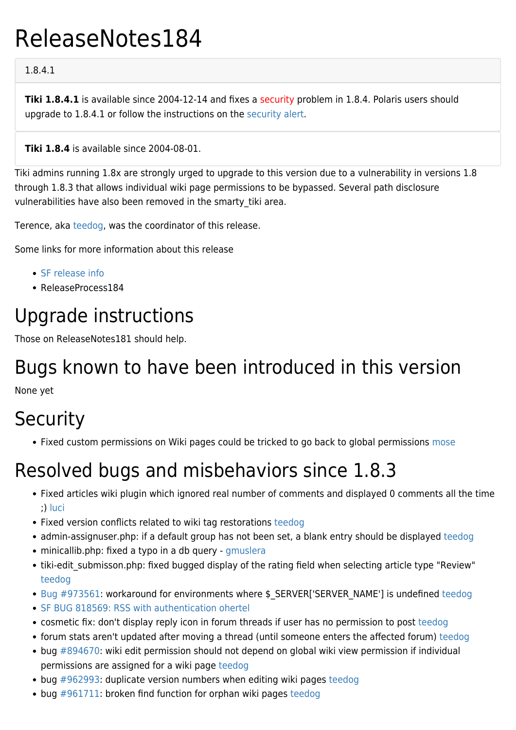# ReleaseNotes184

1.8.4.1

**Tiki 1.8.4.1** is available since 2004-12-14 and fixes a security problem in 1.8.4. Polaris users should upgrade to 1.8.4.1 or follow the instructions on the security alert.

**Tiki 1.8.4** is available since 2004-08-01.

Tiki admins running 1.8x are strongly urged to upgrade to this version due to a vulnerability in versions 1.8 through 1.8.3 that allows individual wiki page permissions to be bypassed. Several path disclosure vulnerabilities have also been removed in the smarty_tiki area.

Terence, aka teedog, was the coordinator of this release.

Some links for more information about this release

- SF release info
- ReleaseProcess184

# Upgrade instructions

Those on ReleaseNotes181 should help.

# Bugs known to have been introduced in this version

None yet

# Security

- Fixed custom permissions on Wiki pages could be tricked to go back to global permissions mose

# Resolved bugs and misbehaviors since 1.8.3

- Fixed articles wiki plugin which ignored real number of comments and displayed 0 comments all the time ;) luci
- Fixed version conflicts related to wiki tag restorations teedog
- admin-assignuser.php: if a default group has not been set, a blank entry should be displayed teedog
- minicallib.php: fixed a typo in a db query - gmuslera
- tiki-edit_submisson.php: fixed bugged display of the rating field when selecting article type "Review" teedog
- Bug #973561: workaround for environments where $_SERVER['SERVER_NAME'] is undefined teedog
- SF BUG 818569: RSS with authentication ohertel
- cosmetic fix: don't display reply icon in forum threads if user has no permission to post teedog
- forum stats aren't updated after moving a thread (until someone enters the affected forum) teedog
- bug #894670: wiki edit permission should not depend on global wiki view permission if individual permissions are assigned for a wiki page teedog
- bug #962993: duplicate version numbers when editing wiki pages teedog
- bug #961711: broken find function for orphan wiki pages teedog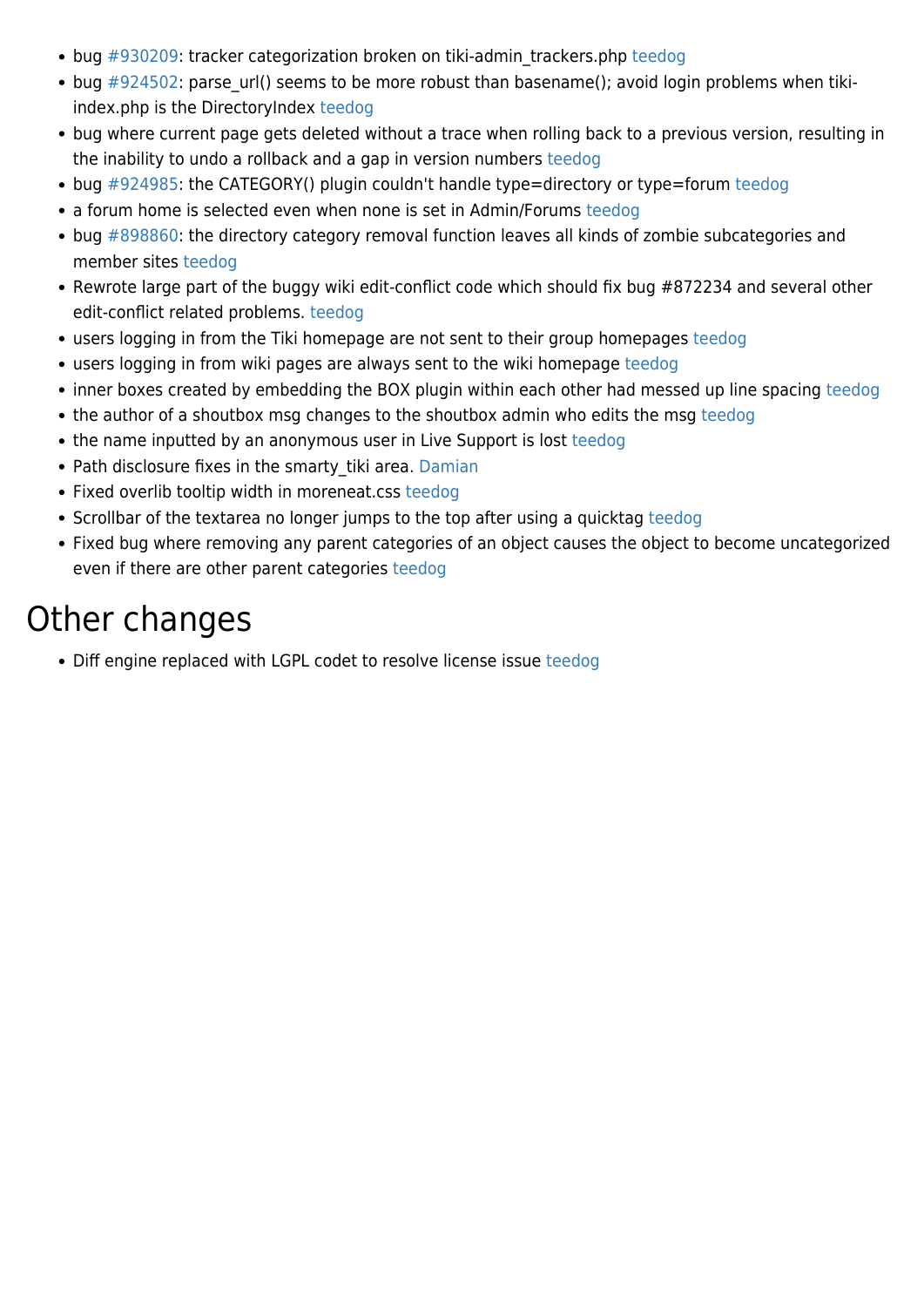- bug #930209: tracker categorization broken on tiki-admin_trackers.php teedog
- bug #924502: parse_url() seems to be more robust than basename(); avoid login problems when tiki-index.php is the DirectoryIndex teedog
- bug where current page gets deleted without a trace when rolling back to a previous version, resulting in the inability to undo a rollback and a gap in version numbers teedog
- bug #924985: the CATEGORY() plugin couldn't handle type=directory or type=forum teedog
- a forum home is selected even when none is set in Admin/Forums teedog
- bug #898860: the directory category removal function leaves all kinds of zombie subcategories and member sites teedog
- Rewrote large part of the buggy wiki edit-conflict code which should fix bug #872234 and several other edit-conflict related problems. teedog
- users logging in from the Tiki homepage are not sent to their group homepages teedog
- users logging in from wiki pages are always sent to the wiki homepage teedog
- inner boxes created by embedding the BOX plugin within each other had messed up line spacing teedog
- the author of a shoutbox msg changes to the shoutbox admin who edits the msg teedog
- the name inputted by an anonymous user in Live Support is lost teedog
- Path disclosure fixes in the smarty_tiki area. Damian
- Fixed overlib tooltip width in moreneat.css teedog
- Scrollbar of the textarea no longer jumps to the top after using a quicktag teedog
- Fixed bug where removing any parent categories of an object causes the object to become uncategorized even if there are other parent categories teedog

# Other changes

- Diff engine replaced with LGPL codet to resolve license issue teedog